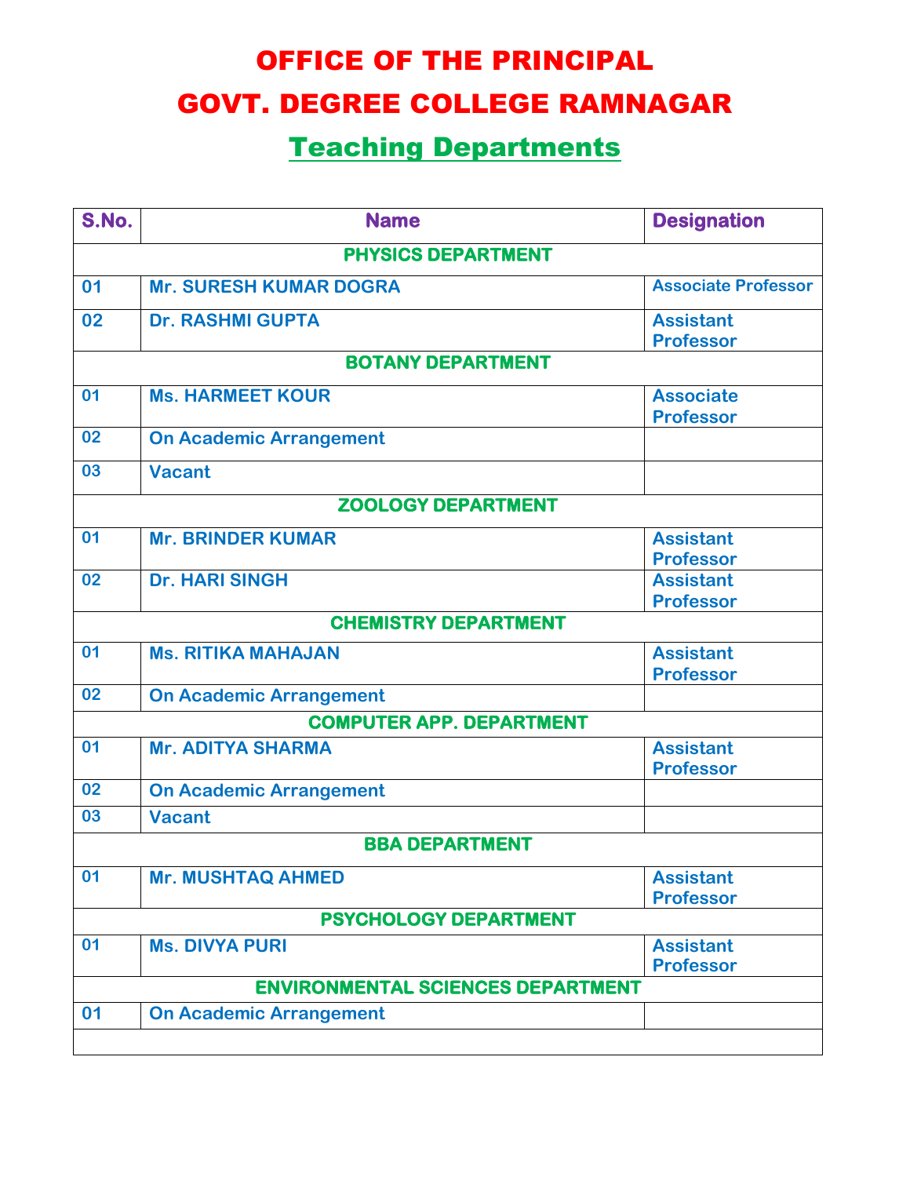# OFFICE OF THE PRINCIPAL

# GOVT. DEGREE COLLEGE RAMNAGAR

## Teaching Departments

| S.No. | Name | Designation |
|---|---|---|
| **PHYSICS DEPARTMENT** | | |
| 01 | Mr. SURESH KUMAR DOGRA | Associate Professor |
| 02 | Dr. RASHMI GUPTA | Assistant Professor |
| **BOTANY DEPARTMENT** | | |
| 01 | Ms. HARMEET KOUR | Associate Professor |
| 02 | On Academic Arrangement | |
| 03 | Vacant | |
| **ZOOLOGY DEPARTMENT** | | |
| 01 | Mr. BRINDER KUMAR | Assistant Professor |
| 02 | Dr. HARI SINGH | Assistant Professor |
| **CHEMISTRY DEPARTMENT** | | |
| 01 | Ms. RITIKA MAHAJAN | Assistant Professor |
| 02 | On Academic Arrangement | |
| **COMPUTER APP. DEPARTMENT** | | |
| 01 | Mr. ADITYA SHARMA | Assistant Professor |
| 02 | On Academic Arrangement | |
| 03 | Vacant | |
| **BBA DEPARTMENT** | | |
| 01 | Mr. MUSHTAQ AHMED | Assistant Professor |
| **PSYCHOLOGY DEPARTMENT** | | |
| 01 | Ms. DIVYA PURI | Assistant Professor |
| **ENVIRONMENTAL SCIENCES DEPARTMENT** | | |
| 01 | On Academic Arrangement | |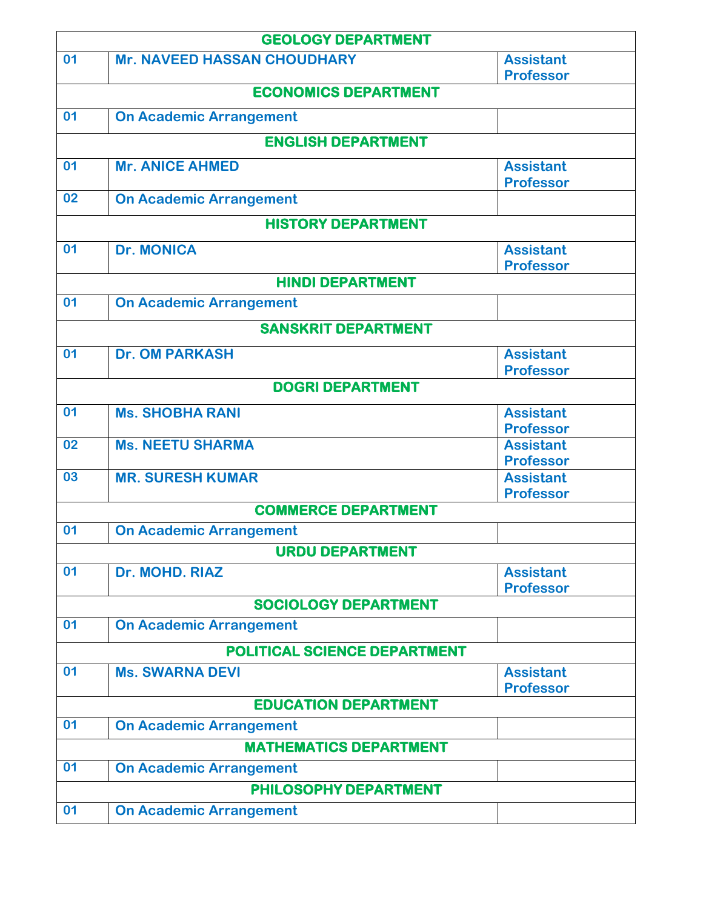| GEOLOGY DEPARTMENT | | |
|---|---|---|
| 01 | Mr. NAVEED HASSAN CHOUDHARY | Assistant Professor |
| **ECONOMICS DEPARTMENT** | | |
| 01 | On Academic Arrangement | |
| **ENGLISH DEPARTMENT** | | |
| 01 | Mr. ANICE AHMED | Assistant Professor |
| 02 | On Academic Arrangement | |
| **HISTORY DEPARTMENT** | | |
| 01 | Dr. MONICA | Assistant Professor |
| **HINDI DEPARTMENT** | | |
| 01 | On Academic Arrangement | |
| **SANSKRIT DEPARTMENT** | | |
| 01 | Dr. OM PARKASH | Assistant Professor |
| **DOGRI DEPARTMENT** | | |
| 01 | Ms. SHOBHA RANI | Assistant Professor |
| 02 | Ms. NEETU SHARMA | Assistant Professor |
| 03 | MR. SURESH KUMAR | Assistant Professor |
| **COMMERCE DEPARTMENT** | | |
| 01 | On Academic Arrangement | |
| **URDU DEPARTMENT** | | |
| 01 | Dr. MOHD. RIAZ | Assistant Professor |
| **SOCIOLOGY DEPARTMENT** | | |
| 01 | On Academic Arrangement | |
| **POLITICAL SCIENCE DEPARTMENT** | | |
| 01 | Ms. SWARNA DEVI | Assistant Professor |
| **EDUCATION DEPARTMENT** | | |
| 01 | On Academic Arrangement | |
| **MATHEMATICS DEPARTMENT** | | |
| 01 | On Academic Arrangement | |
| **PHILOSOPHY DEPARTMENT** | | |
| 01 | On Academic Arrangement | |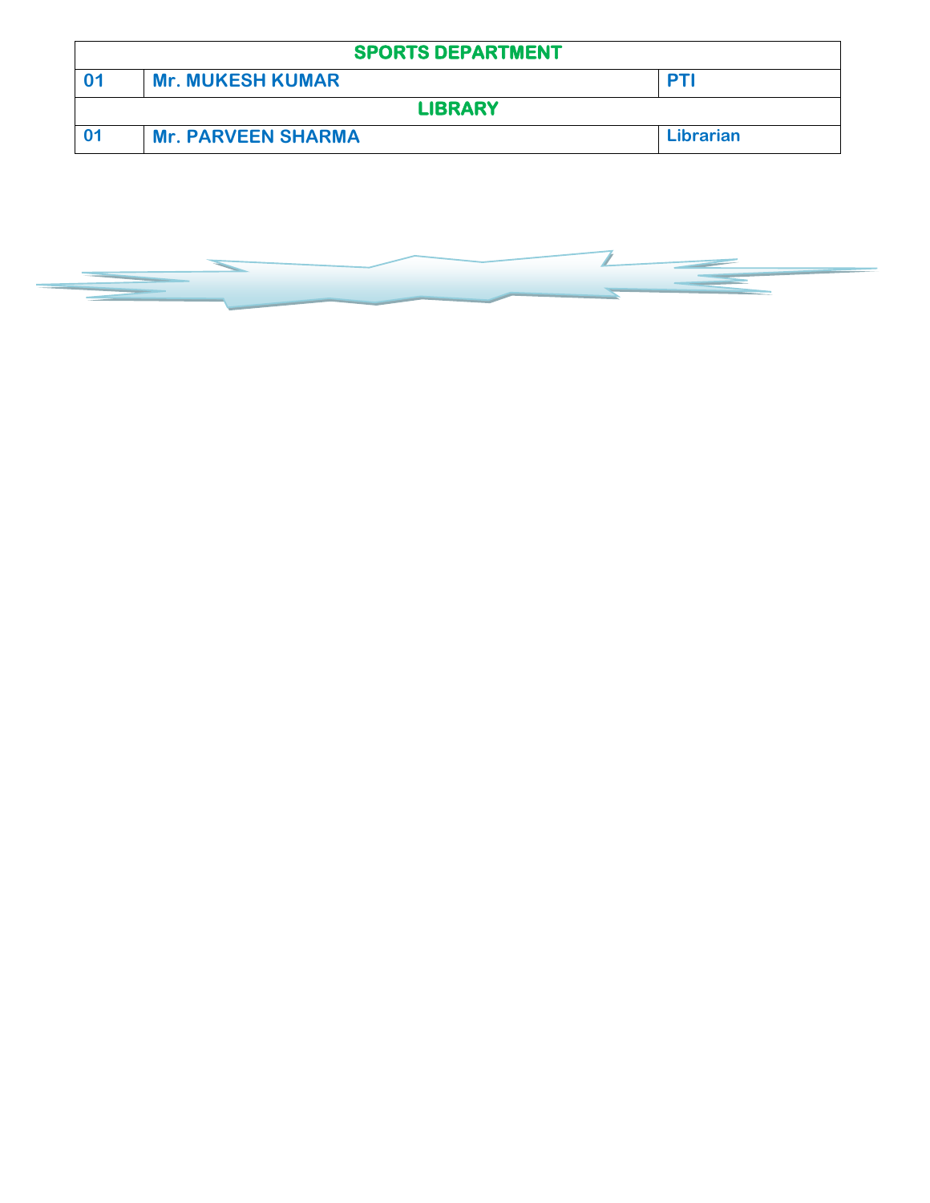| | | |
|---|---|---|
| **SPORTS DEPARTMENT** | | |
| **01** | **Mr. MUKESH KUMAR** | **PTI** |
| **LIBRARY** | | |
| **01** | **Mr. PARVEEN SHARMA** | **Librarian** |